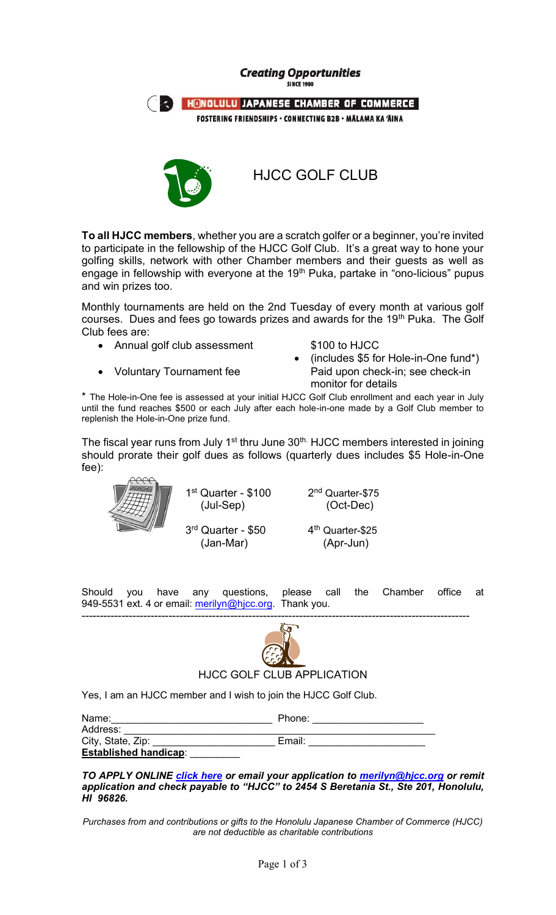**Creating Opportunities**
SINCE 1900

HONOLULU JAPANESE CHAMBER OF COMMERCE

FOSTERING FRIENDSHIPS • CONNECTING B2B • MĀLAMA KA ʻĀINA

# HJCC GOLF CLUB

**To all HJCC members**, whether you are a scratch golfer or a beginner, you're invited to participate in the fellowship of the HJCC Golf Club. It's a great way to hone your golfing skills, network with other Chamber members and their guests as well as engage in fellowship with everyone at the 19th Puka, partake in "ono-licious" pupus and win prizes too.

Monthly tournaments are held on the 2nd Tuesday of every month at various golf courses. Dues and fees go towards prizes and awards for the 19th Puka. The Golf Club fees are:

- Annual golf club assessment — $100 to HJCC
  - (includes $5 for Hole-in-One fund*)
- Voluntary Tournament fee — Paid upon check-in; see check-in monitor for details

* The Hole-in-One fee is assessed at your initial HJCC Golf Club enrollment and each year in July until the fund reaches $500 or each July after each hole-in-one made by a Golf Club member to replenish the Hole-in-One prize fund.

The fiscal year runs from July 1st thru June 30th. HJCC members interested in joining should prorate their golf dues as follows (quarterly dues includes $5 Hole-in-One fee):

| | |
|---|---|
| 1st Quarter - $100 (Jul-Sep) | 2nd Quarter-$75 (Oct-Dec) |
| 3rd Quarter - $50 (Jan-Mar) | 4th Quarter-$25 (Apr-Jun) |

Should you have any questions, please call the Chamber office at 949-5531 ext. 4 or email: merilyn@hjcc.org. Thank you.

---

## HJCC GOLF CLUB APPLICATION

Yes, I am an HJCC member and I wish to join the HJCC Golf Club.

Name:____________________________ Phone: ___________________

Address: ____________________________________________________

City, State, Zip: ______________________ Email: ____________________

**Established handicap**: _________

***TO APPLY ONLINE click here or email your application to merilyn@hjcc.org or remit application and check payable to "HJCC" to 2454 S Beretania St., Ste 201, Honolulu, HI 96826.***

*Purchases from and contributions or gifts to the Honolulu Japanese Chamber of Commerce (HJCC) are not deductible as charitable contributions*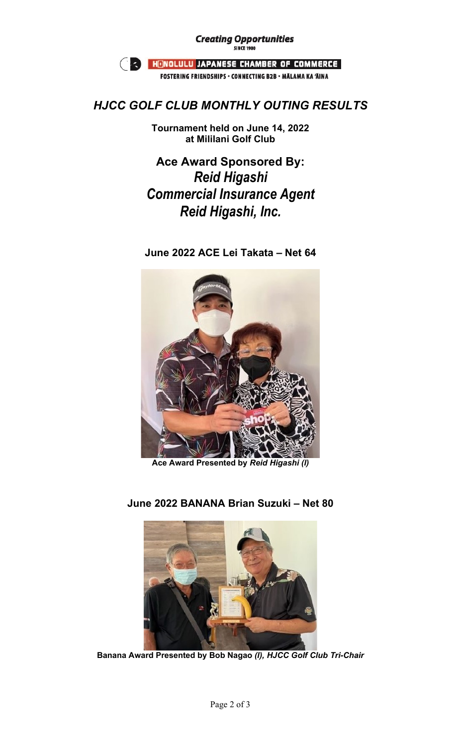**Creating Opportunities**
SINCE 1900

HONOLULU JAPANESE CHAMBER OF COMMERCE

FOSTERING FRIENDSHIPS • CONNECTING B2B • MĀLAMA KA ʻĀINA

## *HJCC GOLF CLUB MONTHLY OUTING RESULTS*

**Tournament held on June 14, 2022**
**at Mililani Golf Club**

### Ace Award Sponsored By:
### *Reid Higashi*
### *Commercial Insurance Agent*
### *Reid Higashi, Inc.*

**June 2022 ACE Lei Takata – Net 64**

**Ace Award Presented by *Reid Higashi (l)***

**June 2022 BANANA Brian Suzuki – Net 80**

**Banana Award Presented by Bob Nagao *(l), HJCC Golf Club Tri-Chair***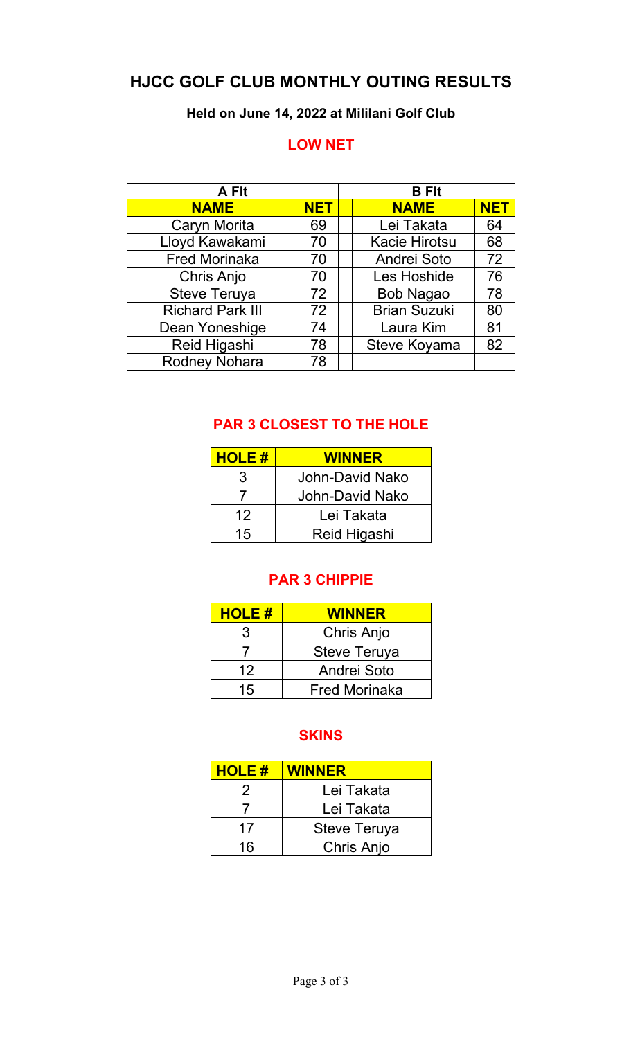# HJCC GOLF CLUB MONTHLY OUTING RESULTS

### Held on June 14, 2022 at Mililani Golf Club

## LOW NET

| A Flt | | | B Flt | |
|---|---|---|---|---|
| **NAME** | **NET** | | **NAME** | **NET** |
| Caryn Morita | 69 | | Lei Takata | 64 |
| Lloyd Kawakami | 70 | | Kacie Hirotsu | 68 |
| Fred Morinaka | 70 | | Andrei Soto | 72 |
| Chris Anjo | 70 | | Les Hoshide | 76 |
| Steve Teruya | 72 | | Bob Nagao | 78 |
| Richard Park III | 72 | | Brian Suzuki | 80 |
| Dean Yoneshige | 74 | | Laura Kim | 81 |
| Reid Higashi | 78 | | Steve Koyama | 82 |
| Rodney Nohara | 78 | | | |

## PAR 3 CLOSEST TO THE HOLE

| HOLE # | WINNER |
|---|---|
| 3 | John-David Nako |
| 7 | John-David Nako |
| 12 | Lei Takata |
| 15 | Reid Higashi |

## PAR 3 CHIPPIE

| HOLE # | WINNER |
|---|---|
| 3 | Chris Anjo |
| 7 | Steve Teruya |
| 12 | Andrei Soto |
| 15 | Fred Morinaka |

## SKINS

| HOLE # | WINNER |
|---|---|
| 2 | Lei Takata |
| 7 | Lei Takata |
| 17 | Steve Teruya |
| 16 | Chris Anjo |